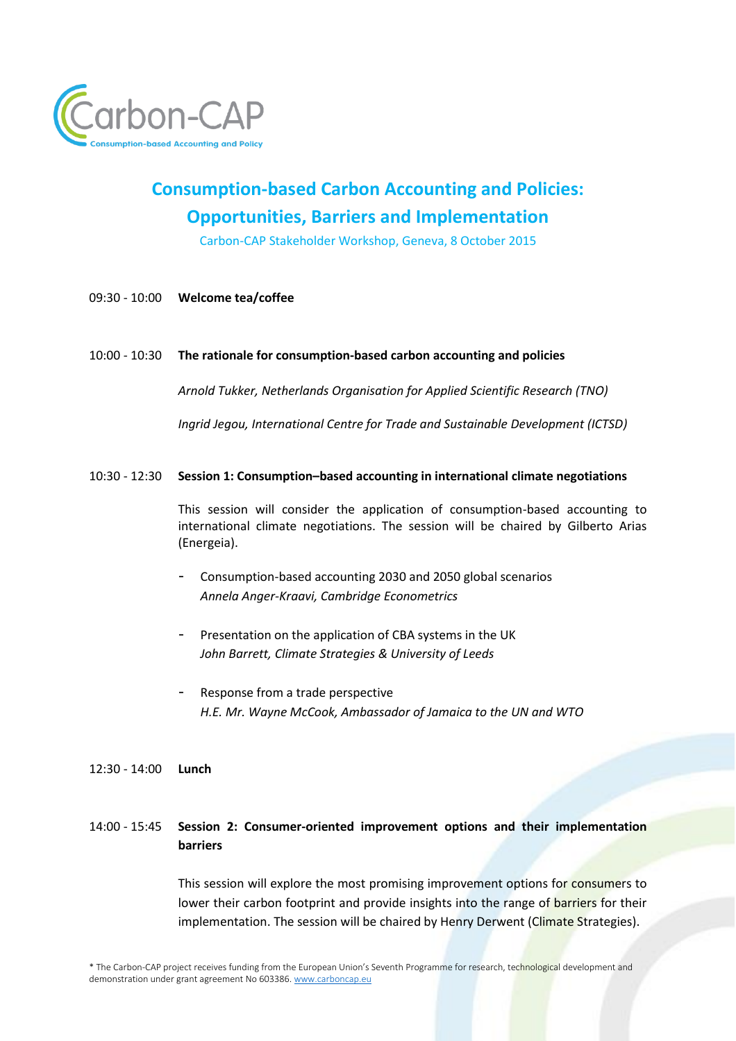Carbon-CAP

Consumption-based Accounting and Policy

# Consumption-based Carbon Accounting and Policies: Opportunities, Barriers and Implementation

Carbon-CAP Stakeholder Workshop, Geneva, 8 October 2015

09:30 - 10:00 **Welcome tea/coffee**

10:00 - 10:30 **The rationale for consumption-based carbon accounting and policies**

*Arnold Tukker, Netherlands Organisation for Applied Scientific Research (TNO)*

*Ingrid Jegou, International Centre for Trade and Sustainable Development (ICTSD)*

10:30 - 12:30 **Session 1: Consumption–based accounting in international climate negotiations**

This session will consider the application of consumption-based accounting to international climate negotiations. The session will be chaired by Gilberto Arias (Energeia).

- Consumption-based accounting 2030 and 2050 global scenarios
  *Annela Anger-Kraavi, Cambridge Econometrics*

- Presentation on the application of CBA systems in the UK
  *John Barrett, Climate Strategies & University of Leeds*

- Response from a trade perspective
  *H.E. Mr. Wayne McCook, Ambassador of Jamaica to the UN and WTO*

12:30 - 14:00 **Lunch**

14:00 - 15:45 **Session 2: Consumer-oriented improvement options and their implementation barriers**

This session will explore the most promising improvement options for consumers to lower their carbon footprint and provide insights into the range of barriers for their implementation. The session will be chaired by Henry Derwent (Climate Strategies).

* The Carbon-CAP project receives funding from the European Union's Seventh Programme for research, technological development and demonstration under grant agreement No 603386. www.carboncap.eu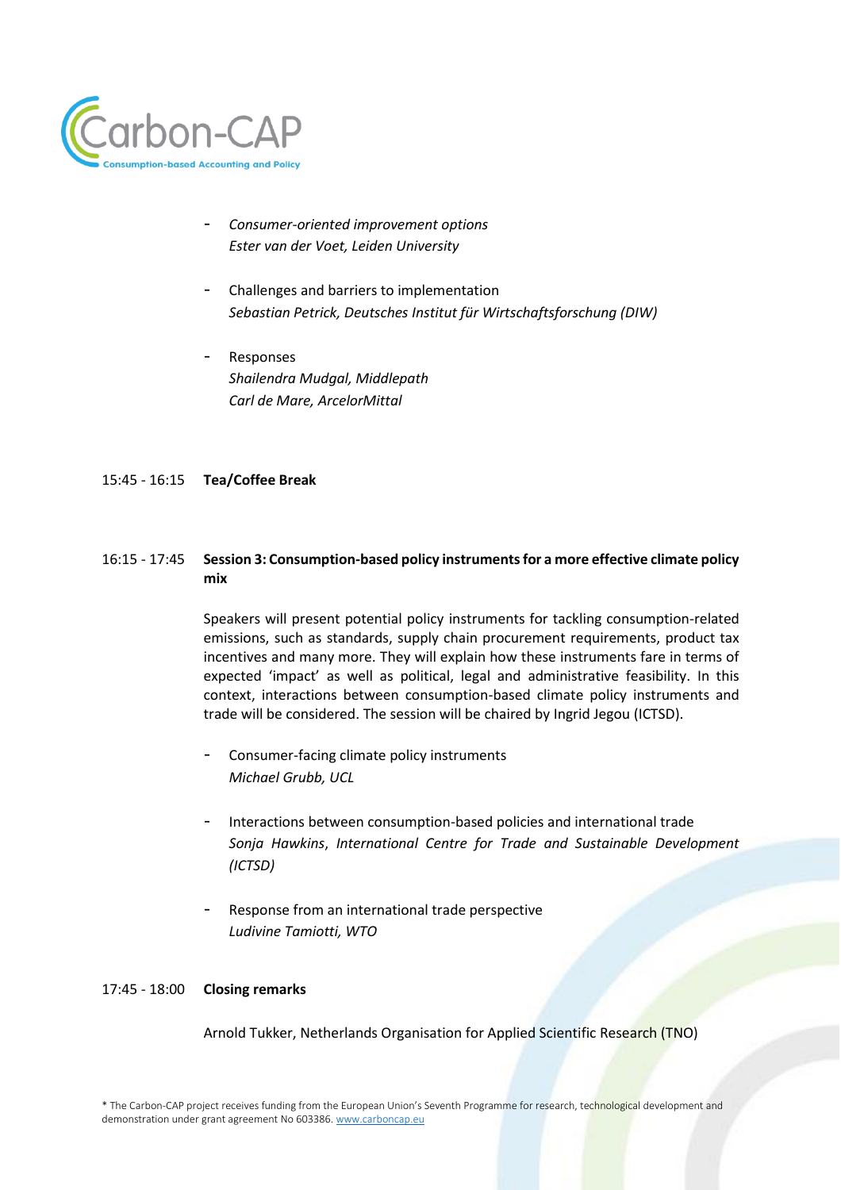- *Consumer-oriented improvement options*
  *Ester van der Voet, Leiden University*

- Challenges and barriers to implementation
  *Sebastian Petrick, Deutsches Institut für Wirtschaftsforschung (DIW)*

- Responses
  *Shailendra Mudgal, Middlepath*
  *Carl de Mare, ArcelorMittal*

15:45 - 16:15 **Tea/Coffee Break**

16:15 - 17:45 **Session 3: Consumption-based policy instruments for a more effective climate policy mix**

Speakers will present potential policy instruments for tackling consumption-related emissions, such as standards, supply chain procurement requirements, product tax incentives and many more. They will explain how these instruments fare in terms of expected 'impact' as well as political, legal and administrative feasibility. In this context, interactions between consumption-based climate policy instruments and trade will be considered. The session will be chaired by Ingrid Jegou (ICTSD).

- Consumer-facing climate policy instruments
  *Michael Grubb, UCL*

- Interactions between consumption-based policies and international trade
  *Sonja Hawkins, International Centre for Trade and Sustainable Development (ICTSD)*

- Response from an international trade perspective
  *Ludivine Tamiotti, WTO*

17:45 - 18:00 **Closing remarks**

Arnold Tukker, Netherlands Organisation for Applied Scientific Research (TNO)

* The Carbon-CAP project receives funding from the European Union's Seventh Programme for research, technological development and demonstration under grant agreement No 603386. www.carboncap.eu